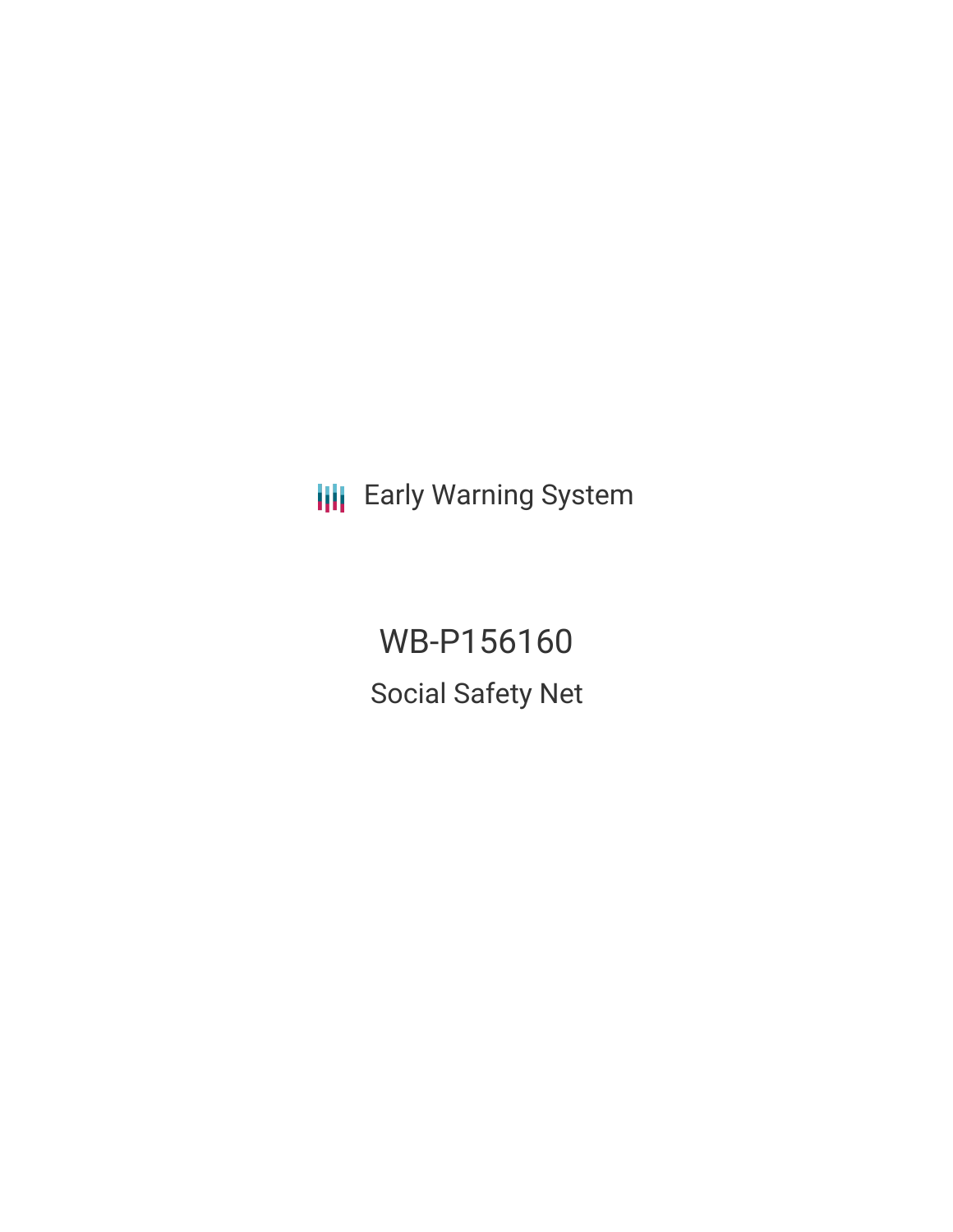Early Warning System

# WB-P156160

## Social Safety Net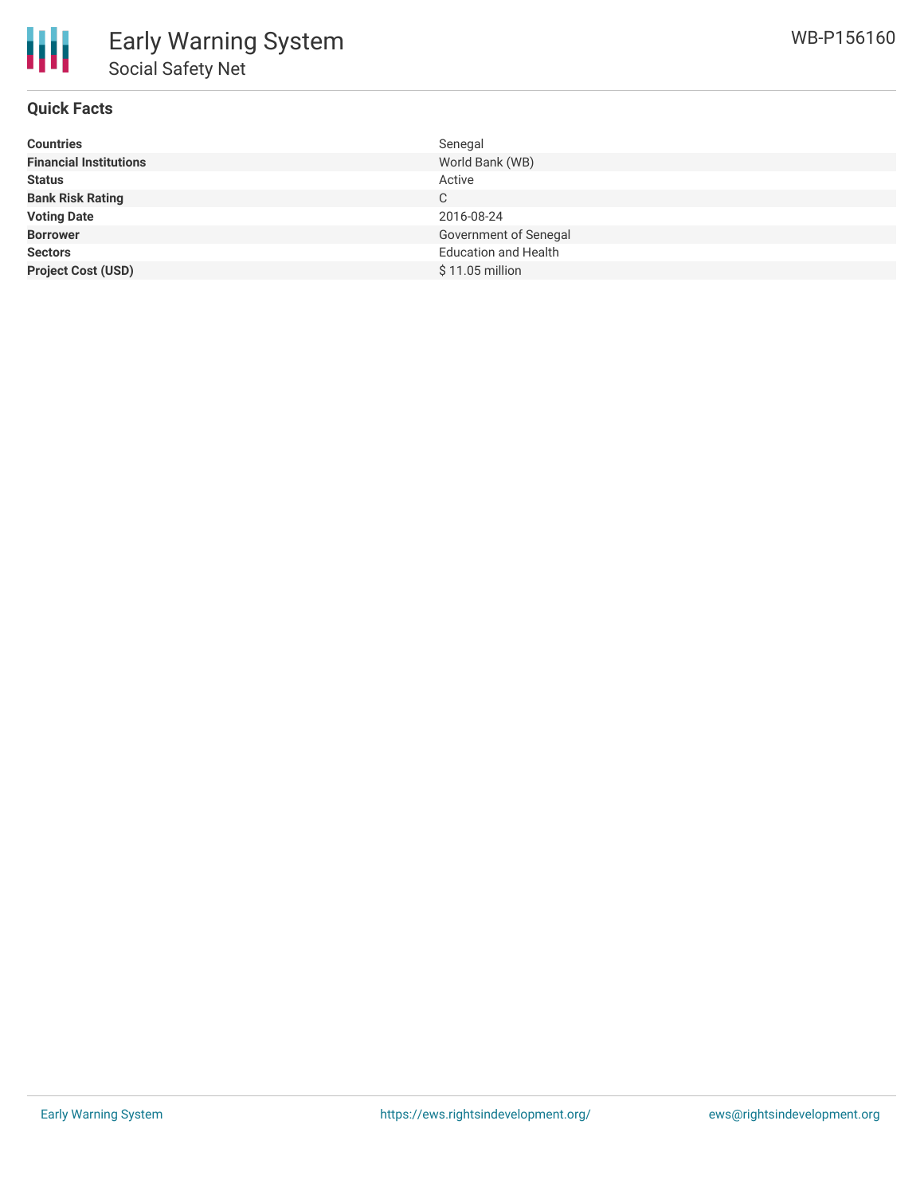# Early Warning System

## Social Safety Net

WB-P156160

### Quick Facts

| | |
|---|---|
| **Countries** | Senegal |
| **Financial Institutions** | World Bank (WB) |
| **Status** | Active |
| **Bank Risk Rating** | C |
| **Voting Date** | 2016-08-24 |
| **Borrower** | Government of Senegal |
| **Sectors** | Education and Health |
| **Project Cost (USD)** | $ 11.05 million |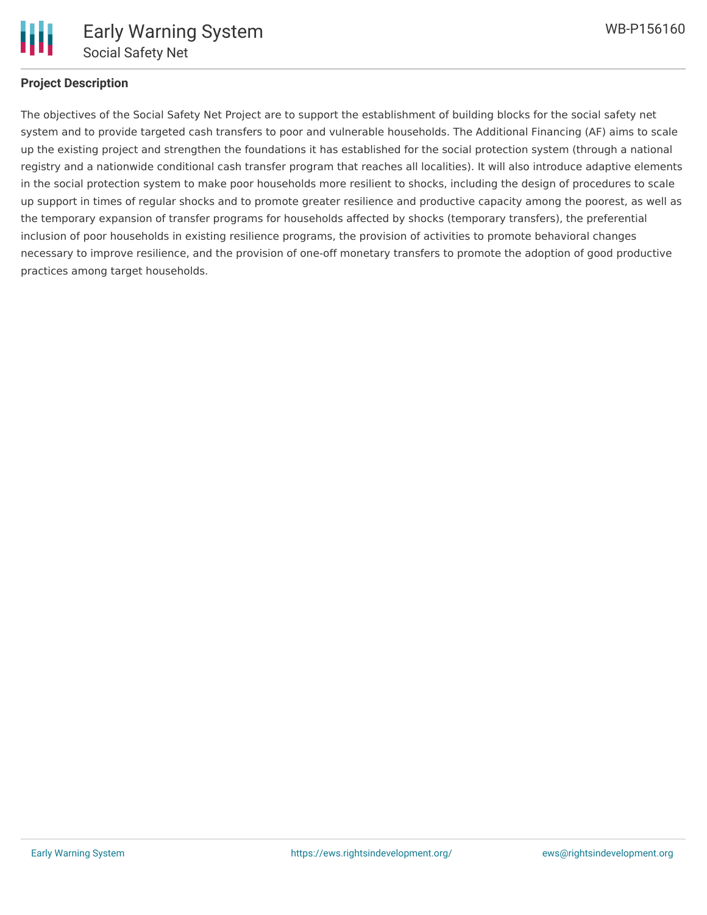**Project Description**

The objectives of the Social Safety Net Project are to support the establishment of building blocks for the social safety net system and to provide targeted cash transfers to poor and vulnerable households. The Additional Financing (AF) aims to scale up the existing project and strengthen the foundations it has established for the social protection system (through a national registry and a nationwide conditional cash transfer program that reaches all localities). It will also introduce adaptive elements in the social protection system to make poor households more resilient to shocks, including the design of procedures to scale up support in times of regular shocks and to promote greater resilience and productive capacity among the poorest, as well as the temporary expansion of transfer programs for households affected by shocks (temporary transfers), the preferential inclusion of poor households in existing resilience programs, the provision of activities to promote behavioral changes necessary to improve resilience, and the provision of one-off monetary transfers to promote the adoption of good productive practices among target households.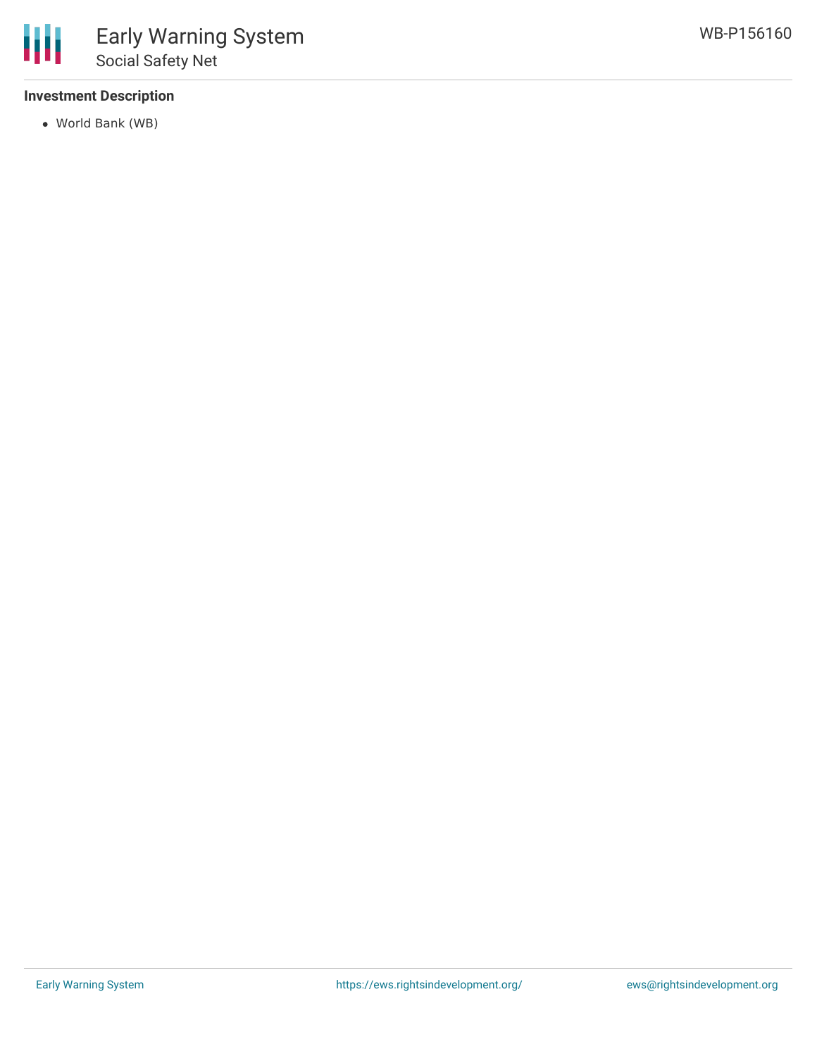### Investment Description

- World Bank (WB)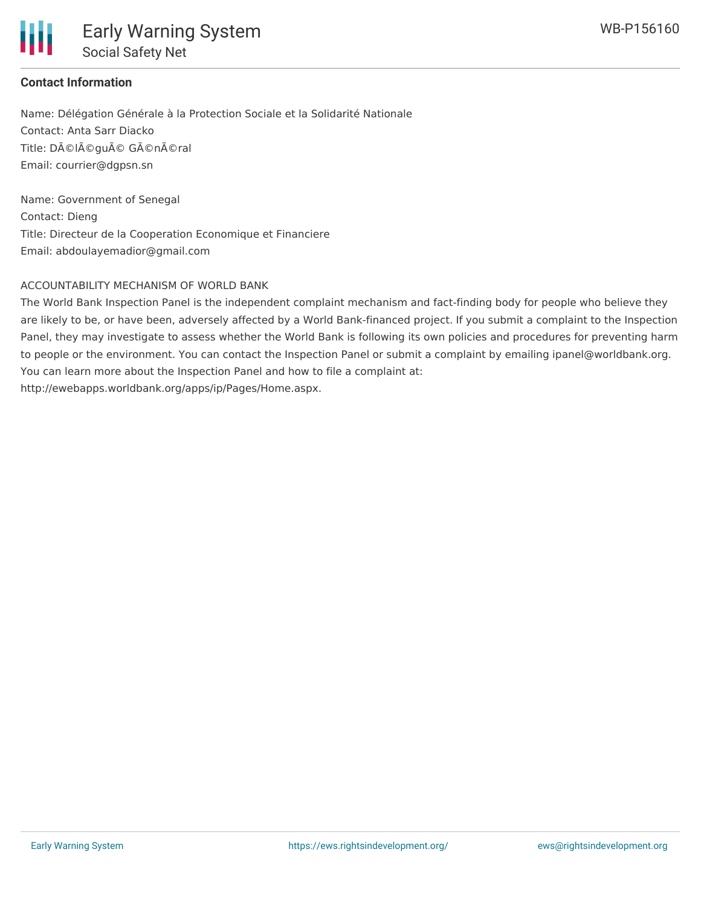**Contact Information**

Name: Délégation Générale à la Protection Sociale et la Solidarité Nationale
Contact: Anta Sarr Diacko
Title: DÃ©lÃ©guÃ© GÃ©nÃ©ral
Email: courrier@dgpsn.sn

Name: Government of Senegal
Contact: Dieng
Title: Directeur de la Cooperation Economique et Financiere
Email: abdoulayemadior@gmail.com

ACCOUNTABILITY MECHANISM OF WORLD BANK

The World Bank Inspection Panel is the independent complaint mechanism and fact-finding body for people who believe they are likely to be, or have been, adversely affected by a World Bank-financed project. If you submit a complaint to the Inspection Panel, they may investigate to assess whether the World Bank is following its own policies and procedures for preventing harm to people or the environment. You can contact the Inspection Panel or submit a complaint by emailing ipanel@worldbank.org. You can learn more about the Inspection Panel and how to file a complaint at: http://ewebapps.worldbank.org/apps/ip/Pages/Home.aspx.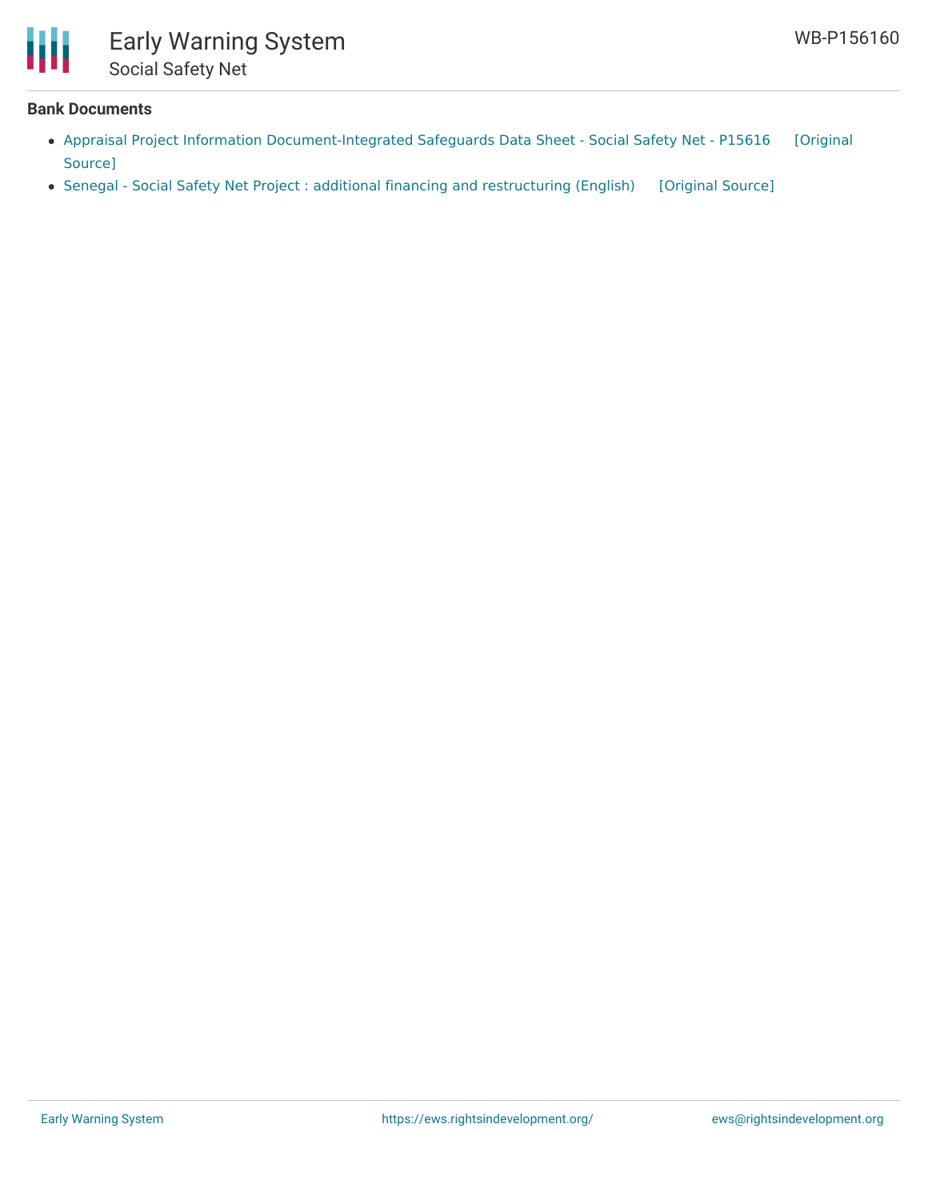**Bank Documents**

- Appraisal Project Information Document-Integrated Safeguards Data Sheet - Social Safety Net - P15616 [Original Source]
- Senegal - Social Safety Net Project : additional financing and restructuring (English) [Original Source]